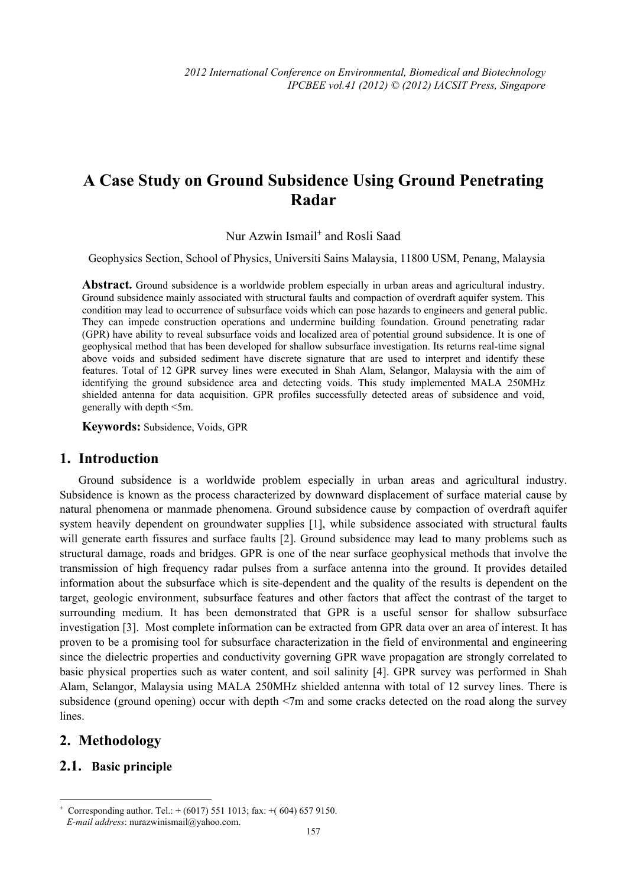# A Case Study on Ground Subsidence Using Ground Penetrating Radar

Nur Azwin Ismail[+] and Rosli Saad

Geophysics Section, School of Physics, Universiti Sains Malaysia, 11800 USM, Penang, Malaysia

**Abstract.** Ground subsidence is a worldwide problem especially in urban areas and agricultural industry. Ground subsidence mainly associated with structural faults and compaction of overdraft aquifer system. This condition may lead to occurrence of subsurface voids which can pose hazards to engineers and general public. They can impede construction operations and undermine building foundation. Ground penetrating radar (GPR) have ability to reveal subsurface voids and localized area of potential ground subsidence. It is one of geophysical method that has been developed for shallow subsurface investigation. Its returns real-time signal above voids and subsided sediment have discrete signature that are used to interpret and identify these features. Total of 12 GPR survey lines were executed in Shah Alam, Selangor, Malaysia with the aim of identifying the ground subsidence area and detecting voids. This study implemented MALA 250MHz shielded antenna for data acquisition. GPR profiles successfully detected areas of subsidence and void, generally with depth <5m.

**Keywords:** Subsidence, Voids, GPR

## 1. Introduction

Ground subsidence is a worldwide problem especially in urban areas and agricultural industry. Subsidence is known as the process characterized by downward displacement of surface material cause by natural phenomena or manmade phenomena. Ground subsidence cause by compaction of overdraft aquifer system heavily dependent on groundwater supplies [1], while subsidence associated with structural faults will generate earth fissures and surface faults [2]. Ground subsidence may lead to many problems such as structural damage, roads and bridges. GPR is one of the near surface geophysical methods that involve the transmission of high frequency radar pulses from a surface antenna into the ground. It provides detailed information about the subsurface which is site-dependent and the quality of the results is dependent on the target, geologic environment, subsurface features and other factors that affect the contrast of the target to surrounding medium. It has been demonstrated that GPR is a useful sensor for shallow subsurface investigation [3]. Most complete information can be extracted from GPR data over an area of interest. It has proven to be a promising tool for subsurface characterization in the field of environmental and engineering since the dielectric properties and conductivity governing GPR wave propagation are strongly correlated to basic physical properties such as water content, and soil salinity [4]. GPR survey was performed in Shah Alam, Selangor, Malaysia using MALA 250MHz shielded antenna with total of 12 survey lines. There is subsidence (ground opening) occur with depth <7m and some cracks detected on the road along the survey lines.

## 2. Methodology

### 2.1. Basic principle

---

[+] Corresponding author. Tel.: + (6017) 551 1013; fax: +( 604) 657 9150.
*E-mail address*: nurazwinismail@yahoo.com.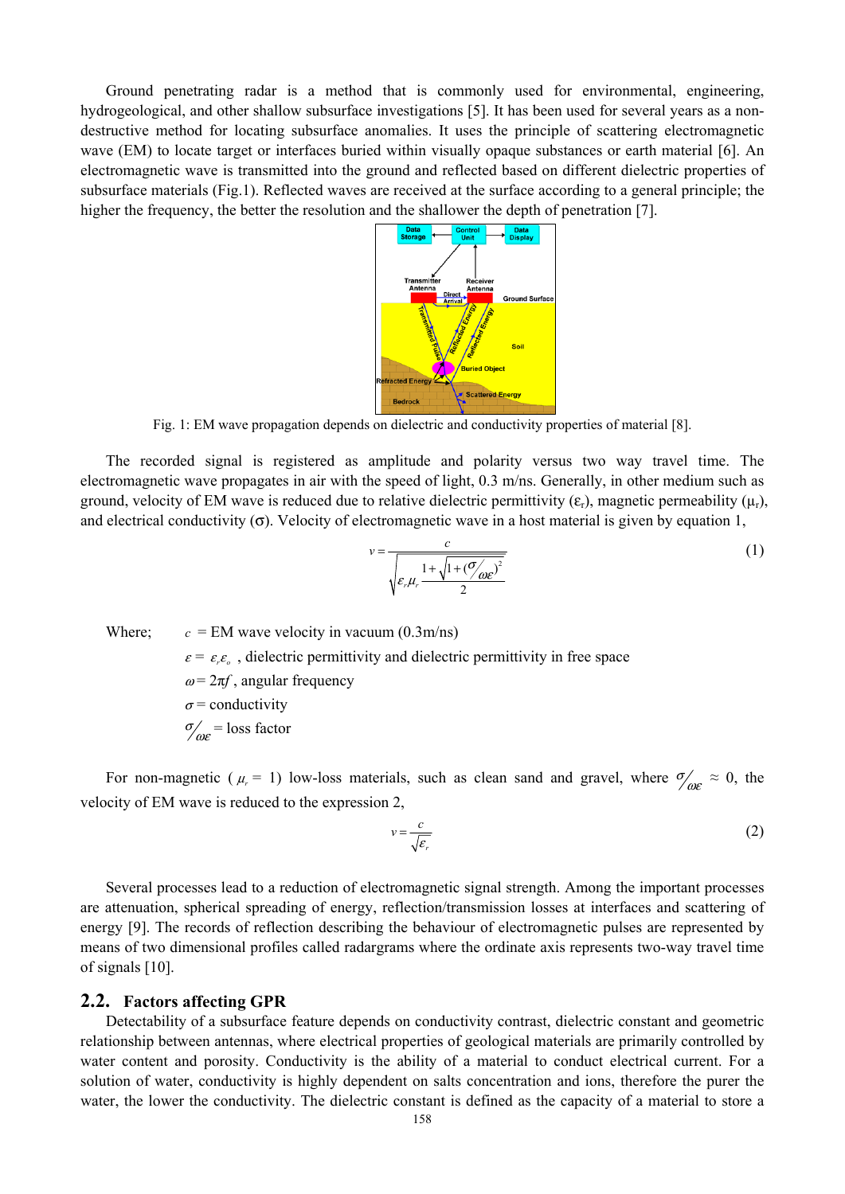Ground penetrating radar is a method that is commonly used for environmental, engineering, hydrogeological, and other shallow subsurface investigations [5]. It has been used for several years as a non-destructive method for locating subsurface anomalies. It uses the principle of scattering electromagnetic wave (EM) to locate target or interfaces buried within visually opaque substances or earth material [6]. An electromagnetic wave is transmitted into the ground and reflected based on different dielectric properties of subsurface materials (Fig.1). Reflected waves are received at the surface according to a general principle; the higher the frequency, the better the resolution and the shallower the depth of penetration [7].

Fig. 1: EM wave propagation depends on dielectric and conductivity properties of material [8].

The recorded signal is registered as amplitude and polarity versus two way travel time. The electromagnetic wave propagates in air with the speed of light, 0.3 m/ns. Generally, in other medium such as ground, velocity of EM wave is reduced due to relative dielectric permittivity ($\varepsilon_r$), magnetic permeability ($\mu_r$), and electrical conductivity ($\sigma$). Velocity of electromagnetic wave in a host material is given by equation 1,

$$v = \frac{c}{\sqrt{\varepsilon_r \mu_r \dfrac{1+\sqrt{1+(\sigma/\omega\varepsilon)^2}}{2}}} \tag{1}$$

Where; $c$ = EM wave velocity in vacuum (0.3m/ns)

$\varepsilon = \varepsilon_r \varepsilon_o$ , dielectric permittivity and dielectric permittivity in free space

$\omega = 2\pi f$ , angular frequency

$\sigma$ = conductivity

$\sigma/\omega\varepsilon$ = loss factor

For non-magnetic ( $\mu_r$ = 1) low-loss materials, such as clean sand and gravel, where $\sigma/\omega\varepsilon \approx 0$, the velocity of EM wave is reduced to the expression 2,

$$v = \frac{c}{\sqrt{\varepsilon_r}} \tag{2}$$

Several processes lead to a reduction of electromagnetic signal strength. Among the important processes are attenuation, spherical spreading of energy, reflection/transmission losses at interfaces and scattering of energy [9]. The records of reflection describing the behaviour of electromagnetic pulses are represented by means of two dimensional profiles called radargrams where the ordinate axis represents two-way travel time of signals [10].

## 2.2. Factors affecting GPR

Detectability of a subsurface feature depends on conductivity contrast, dielectric constant and geometric relationship between antennas, where electrical properties of geological materials are primarily controlled by water content and porosity. Conductivity is the ability of a material to conduct electrical current. For a solution of water, conductivity is highly dependent on salts concentration and ions, therefore the purer the water, the lower the conductivity. The dielectric constant is defined as the capacity of a material to store a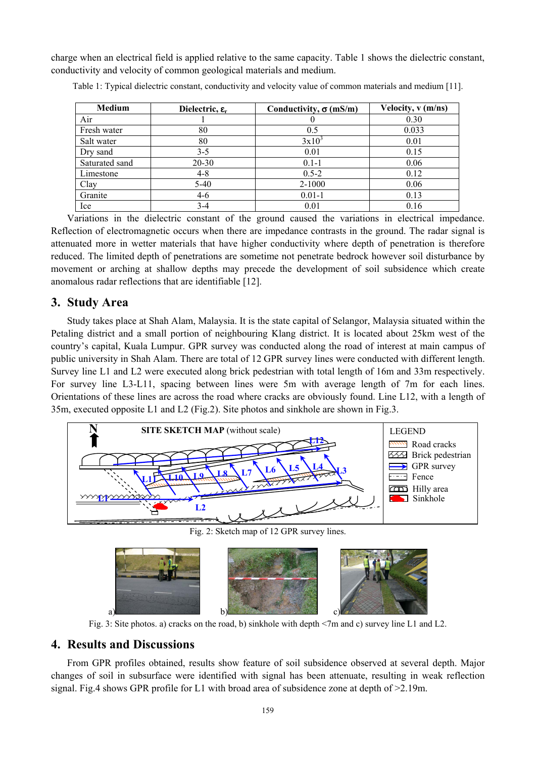charge when an electrical field is applied relative to the same capacity. Table 1 shows the dielectric constant, conductivity and velocity of common geological materials and medium.

Table 1: Typical dielectric constant, conductivity and velocity value of common materials and medium [11].

| Medium | Dielectric, $\varepsilon_r$ | Conductivity, $\sigma$ (mS/m) | Velocity, v (m/ns) |
|---|---|---|---|
| Air | 1 | 0 | 0.30 |
| Fresh water | 80 | 0.5 | 0.033 |
| Salt water | 80 | $3x10^3$ | 0.01 |
| Dry sand | 3-5 | 0.01 | 0.15 |
| Saturated sand | 20-30 | 0.1-1 | 0.06 |
| Limestone | 4-8 | 0.5-2 | 0.12 |
| Clay | 5-40 | 2-1000 | 0.06 |
| Granite | 4-6 | 0.01-1 | 0.13 |
| Ice | 3-4 | 0.01 | 0.16 |

Variations in the dielectric constant of the ground caused the variations in electrical impedance. Reflection of electromagnetic occurs when there are impedance contrasts in the ground. The radar signal is attenuated more in wetter materials that have higher conductivity where depth of penetration is therefore reduced. The limited depth of penetrations are sometime not penetrate bedrock however soil disturbance by movement or arching at shallow depths may precede the development of soil subsidence which create anomalous radar reflections that are identifiable [12].

## 3. Study Area

Study takes place at Shah Alam, Malaysia. It is the state capital of Selangor, Malaysia situated within the Petaling district and a small portion of neighbouring Klang district. It is located about 25km west of the country's capital, Kuala Lumpur. GPR survey was conducted along the road of interest at main campus of public university in Shah Alam. There are total of 12 GPR survey lines were conducted with different length. Survey line L1 and L2 were executed along brick pedestrian with total length of 16m and 33m respectively. For survey line L3-L11, spacing between lines were 5m with average length of 7m for each lines. Orientations of these lines are across the road where cracks are obviously found. Line L12, with a length of 35m, executed opposite L1 and L2 (Fig.2). Site photos and sinkhole are shown in Fig.3.

Fig. 2: Sketch map of 12 GPR survey lines.

Fig. 3: Site photos. a) cracks on the road, b) sinkhole with depth <7m and c) survey line L1 and L2.

## 4. Results and Discussions

From GPR profiles obtained, results show feature of soil subsidence observed at several depth. Major changes of soil in subsurface were identified with signal has been attenuate, resulting in weak reflection signal. Fig.4 shows GPR profile for L1 with broad area of subsidence zone at depth of >2.19m.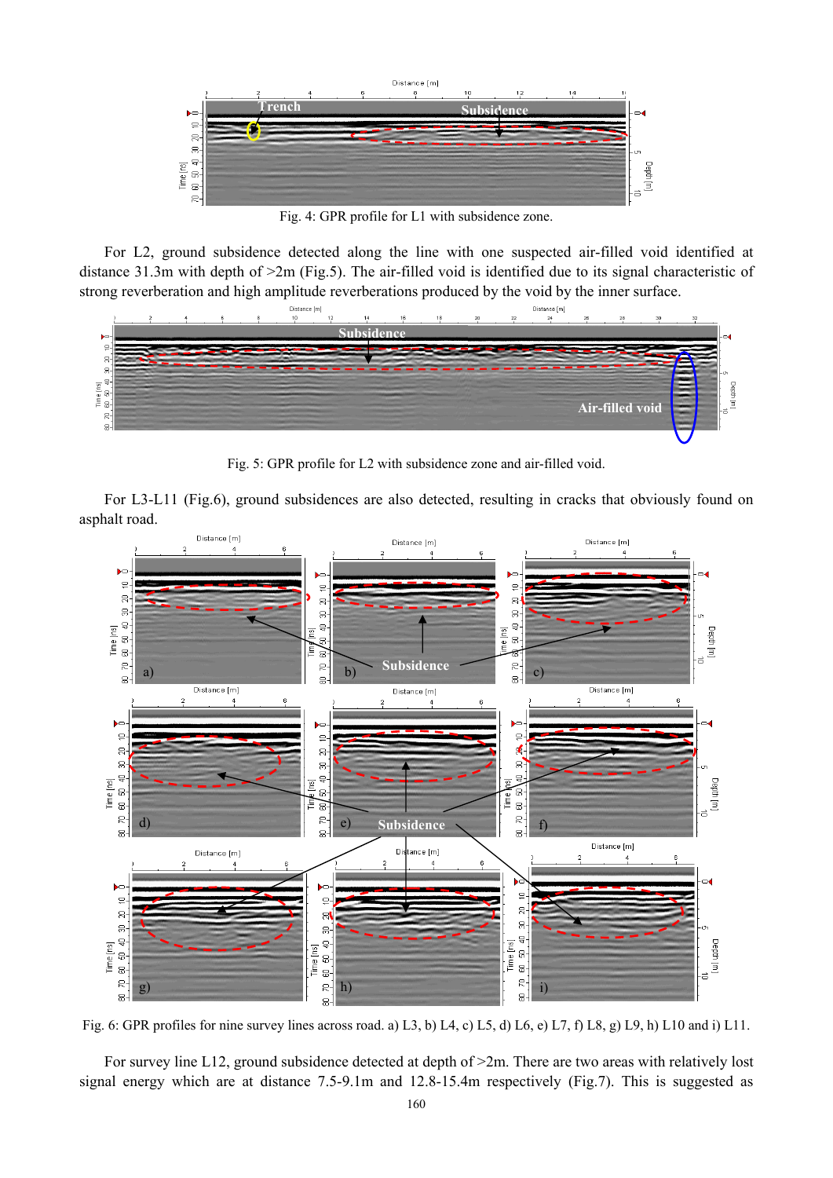Fig. 4: GPR profile for L1 with subsidence zone.

For L2, ground subsidence detected along the line with one suspected air-filled void identified at distance 31.3m with depth of >2m (Fig.5). The air-filled void is identified due to its signal characteristic of strong reverberation and high amplitude reverberations produced by the void by the inner surface.

Fig. 5: GPR profile for L2 with subsidence zone and air-filled void.

For L3-L11 (Fig.6), ground subsidences are also detected, resulting in cracks that obviously found on asphalt road.

Fig. 6: GPR profiles for nine survey lines across road. a) L3, b) L4, c) L5, d) L6, e) L7, f) L8, g) L9, h) L10 and i) L11.

For survey line L12, ground subsidence detected at depth of >2m. There are two areas with relatively lost signal energy which are at distance 7.5-9.1m and 12.8-15.4m respectively (Fig.7). This is suggested as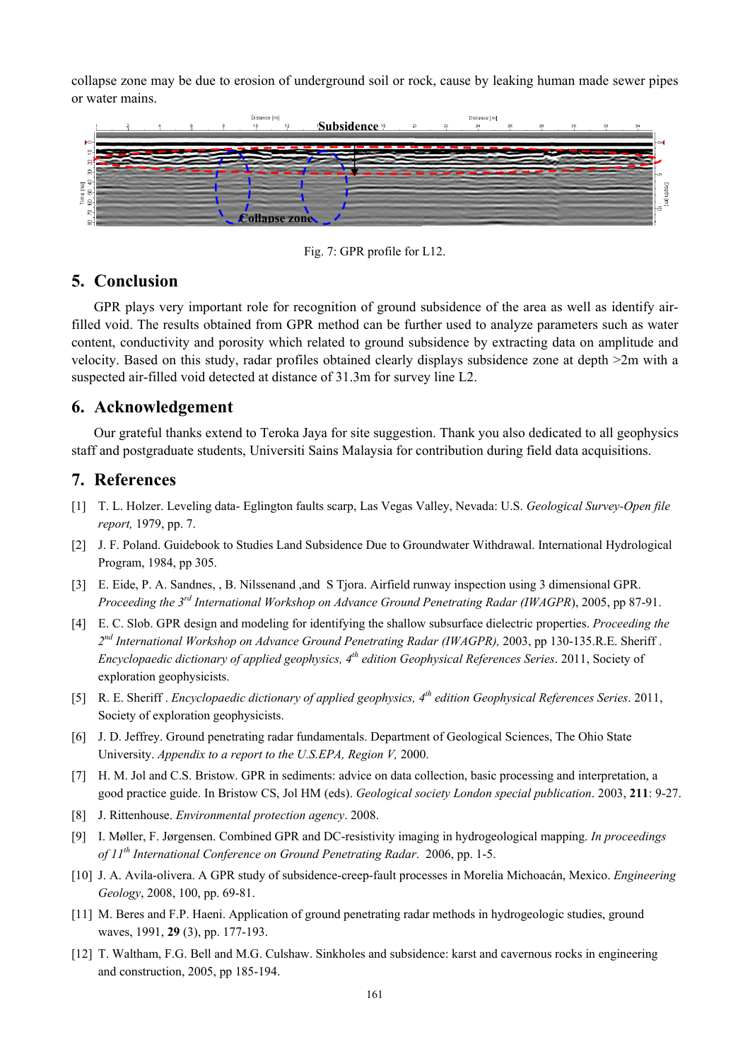collapse zone may be due to erosion of underground soil or rock, cause by leaking human made sewer pipes or water mains.

Subsidence

Collapse zone

Fig. 7: GPR profile for L12.

## 5. Conclusion

GPR plays very important role for recognition of ground subsidence of the area as well as identify air-filled void. The results obtained from GPR method can be further used to analyze parameters such as water content, conductivity and porosity which related to ground subsidence by extracting data on amplitude and velocity. Based on this study, radar profiles obtained clearly displays subsidence zone at depth >2m with a suspected air-filled void detected at distance of 31.3m for survey line L2.

## 6. Acknowledgement

Our grateful thanks extend to Teroka Jaya for site suggestion. Thank you also dedicated to all geophysics staff and postgraduate students, Universiti Sains Malaysia for contribution during field data acquisitions.

## 7. References

[1] T. L. Holzer. Leveling data- Eglington faults scarp, Las Vegas Valley, Nevada: U.S. *Geological Survey-Open file report,* 1979, pp. 7.

[2] J. F. Poland. Guidebook to Studies Land Subsidence Due to Groundwater Withdrawal. International Hydrological Program, 1984, pp 305.

[3] E. Eide, P. A. Sandnes, , B. Nilssenand ,and S Tjora. Airfield runway inspection using 3 dimensional GPR. *Proceeding the 3rd International Workshop on Advance Ground Penetrating Radar (IWAGPR)*, 2005, pp 87-91.

[4] E. C. Slob. GPR design and modeling for identifying the shallow subsurface dielectric properties. *Proceeding the 2nd International Workshop on Advance Ground Penetrating Radar (IWAGPR),* 2003, pp 130-135.R.E. Sheriff . *Encyclopaedic dictionary of applied geophysics, 4th edition Geophysical References Series*. 2011, Society of exploration geophysicists.

[5] R. E. Sheriff . *Encyclopaedic dictionary of applied geophysics, 4th edition Geophysical References Series*. 2011, Society of exploration geophysicists.

[6] J. D. Jeffrey. Ground penetrating radar fundamentals. Department of Geological Sciences, The Ohio State University. *Appendix to a report to the U.S.EPA, Region V,* 2000.

[7] H. M. Jol and C.S. Bristow. GPR in sediments: advice on data collection, basic processing and interpretation, a good practice guide. In Bristow CS, Jol HM (eds). *Geological society London special publication*. 2003, **211**: 9-27.

[8] J. Rittenhouse. *Environmental protection agency*. 2008.

[9] I. Møller, F. Jørgensen. Combined GPR and DC-resistivity imaging in hydrogeological mapping. *In proceedings of 11th International Conference on Ground Penetrating Radar*. 2006, pp. 1-5.

[10] J. A. Avila-olivera. A GPR study of subsidence-creep-fault processes in Morelia Michoacán, Mexico. *Engineering Geology*, 2008, 100, pp. 69-81.

[11] M. Beres and F.P. Haeni. Application of ground penetrating radar methods in hydrogeologic studies, ground waves, 1991, **29** (3), pp. 177-193.

[12] T. Waltham, F.G. Bell and M.G. Culshaw. Sinkholes and subsidence: karst and cavernous rocks in engineering and construction, 2005, pp 185-194.